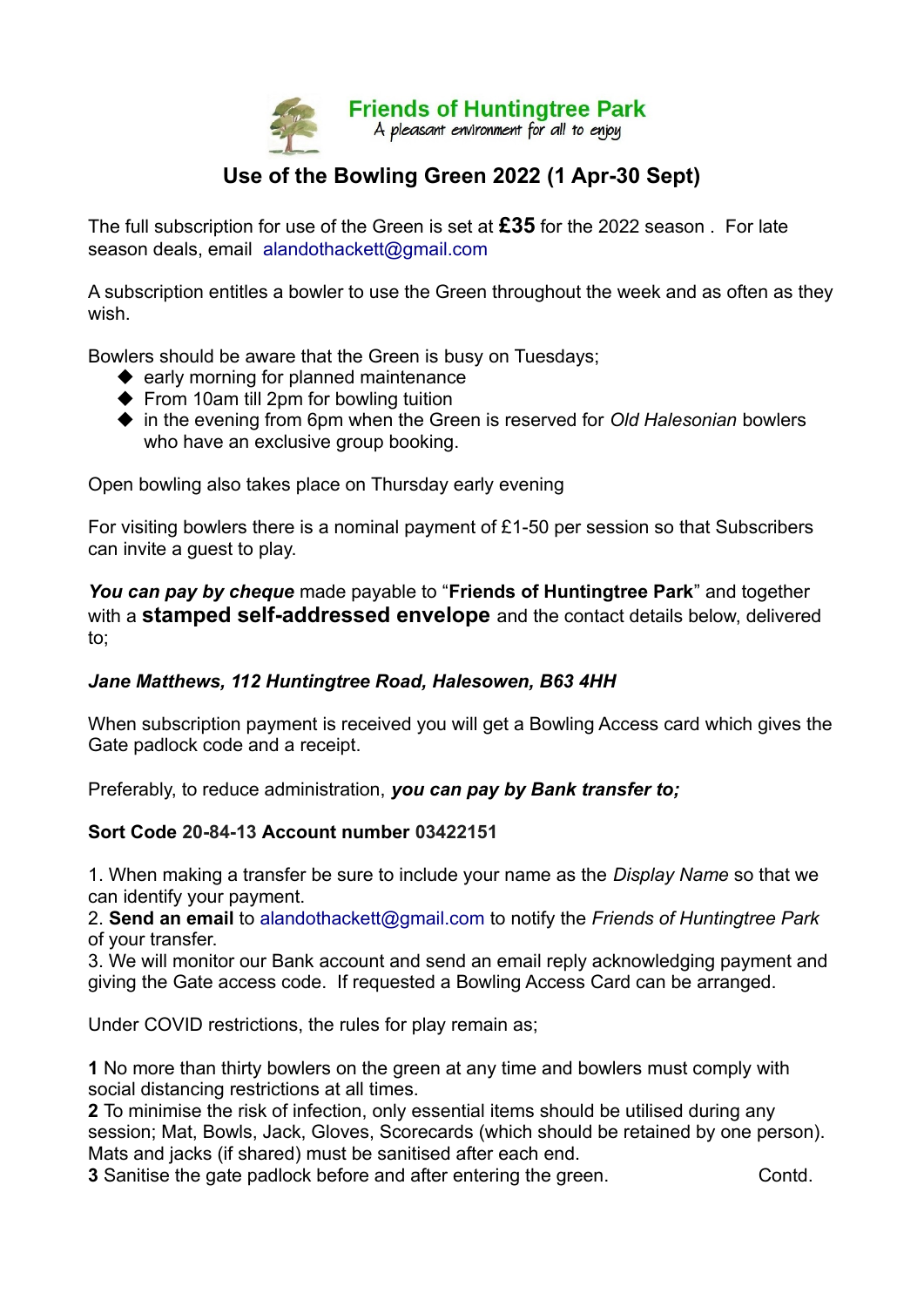# Friends of Huntingtree Park

*A pleasant environment for all to enjoy*

## Use of the Bowling Green 2022 (1 Apr-30 Sept)

The full subscription for use of the Green is set at **£35** for the 2022 season . For late season deals, email alandothackett@gmail.com

A subscription entitles a bowler to use the Green throughout the week and as often as they wish.

Bowlers should be aware that the Green is busy on Tuesdays;

- early morning for planned maintenance
- From 10am till 2pm for bowling tuition
- in the evening from 6pm when the Green is reserved for *Old Halesonian* bowlers who have an exclusive group booking.

Open bowling also takes place on Thursday early evening

For visiting bowlers there is a nominal payment of £1-50 per session so that Subscribers can invite a guest to play.

***You can pay by cheque*** made payable to "**Friends of Huntingtree Park**" and together with a **stamped self-addressed envelope** and the contact details below, delivered to;

***Jane Matthews, 112 Huntingtree Road, Halesowen, B63 4HH***

When subscription payment is received you will get a Bowling Access card which gives the Gate padlock code and a receipt.

Preferably, to reduce administration, ***you can pay by Bank transfer to;***

**Sort Code 20-84-13 Account number 03422151**

1. When making a transfer be sure to include your name as the *Display Name* so that we can identify your payment.
2. **Send an email** to alandothackett@gmail.com to notify the *Friends of Huntingtree Park* of your transfer.
3. We will monitor our Bank account and send an email reply acknowledging payment and giving the Gate access code. If requested a Bowling Access Card can be arranged.

Under COVID restrictions, the rules for play remain as;

**1** No more than thirty bowlers on the green at any time and bowlers must comply with social distancing restrictions at all times.
**2** To minimise the risk of infection, only essential items should be utilised during any session; Mat, Bowls, Jack, Gloves, Scorecards (which should be retained by one person). Mats and jacks (if shared) must be sanitised after each end.
**3** Sanitise the gate padlock before and after entering the green.

Contd.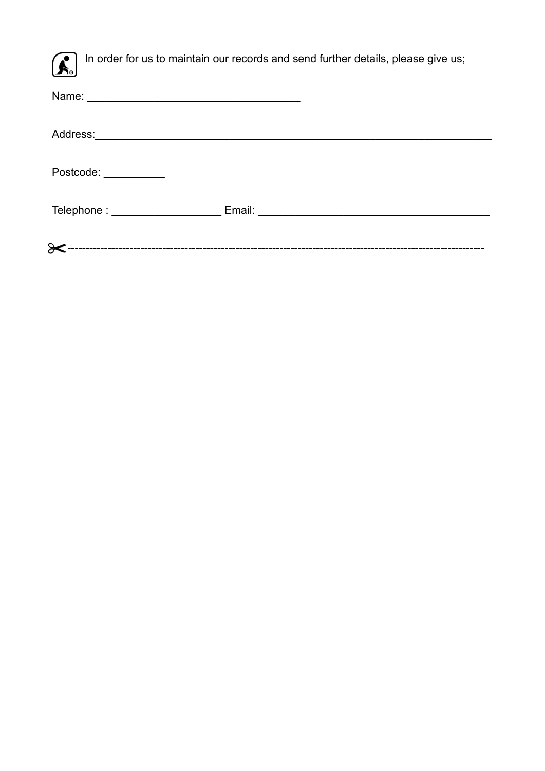In order for us to maintain our records and send further details, please give us;

Name: ___________________________________

Address:_________________________________________________________________

Postcode: __________

Telephone : __________________ Email: ______________________________________

✂-----------------------------------------------------------------------------------------------------------------